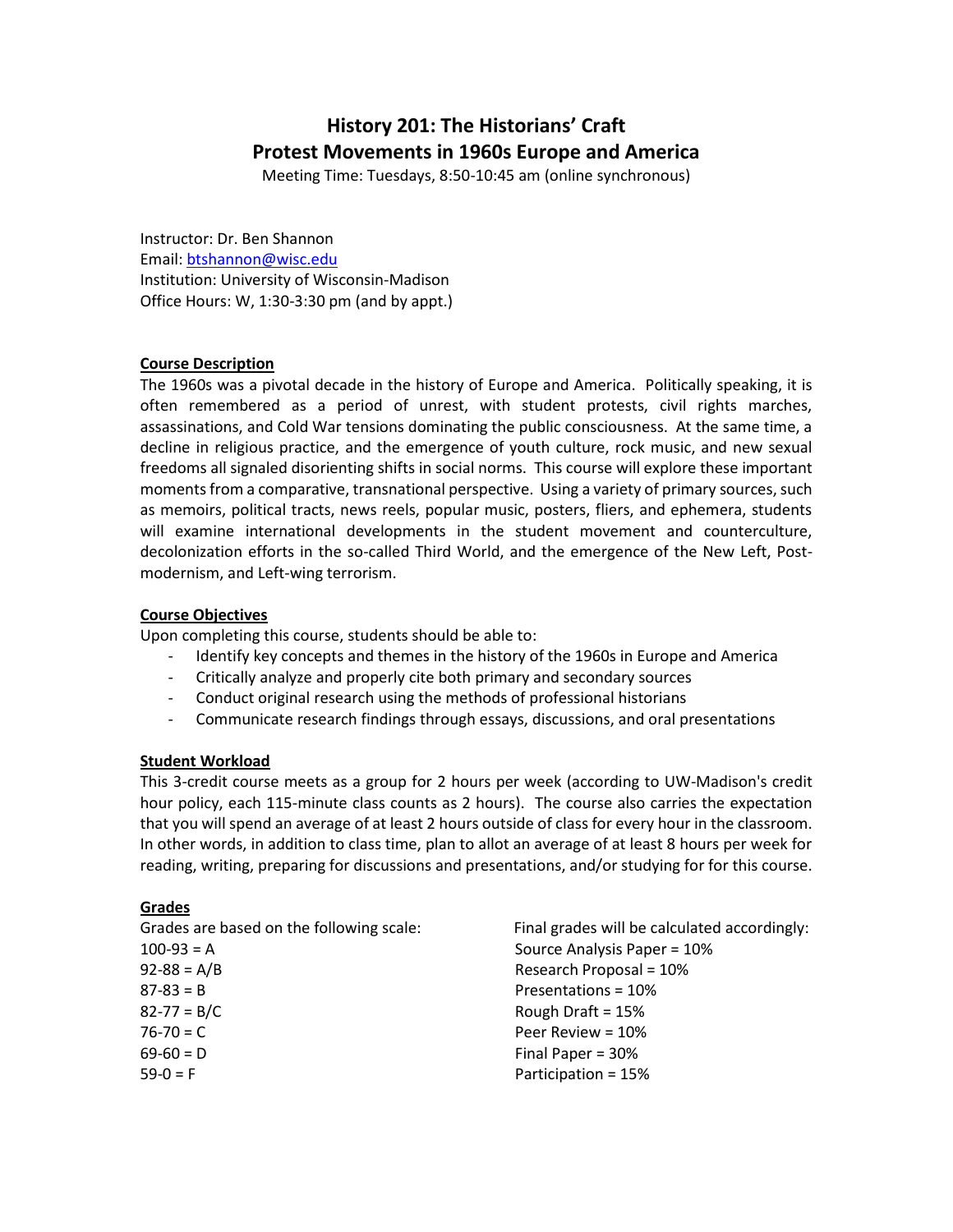# History 201: The Historians' Craft
# Protest Movements in 1960s Europe and America

Meeting Time: Tuesdays, 8:50-10:45 am (online synchronous)

Instructor: Dr. Ben Shannon
Email: btshannon@wisc.edu
Institution: University of Wisconsin-Madison
Office Hours: W, 1:30-3:30 pm (and by appt.)

## Course Description

The 1960s was a pivotal decade in the history of Europe and America. Politically speaking, it is often remembered as a period of unrest, with student protests, civil rights marches, assassinations, and Cold War tensions dominating the public consciousness. At the same time, a decline in religious practice, and the emergence of youth culture, rock music, and new sexual freedoms all signaled disorienting shifts in social norms. This course will explore these important moments from a comparative, transnational perspective. Using a variety of primary sources, such as memoirs, political tracts, news reels, popular music, posters, fliers, and ephemera, students will examine international developments in the student movement and counterculture, decolonization efforts in the so-called Third World, and the emergence of the New Left, Post-modernism, and Left-wing terrorism.

## Course Objectives

Upon completing this course, students should be able to:

- Identify key concepts and themes in the history of the 1960s in Europe and America
- Critically analyze and properly cite both primary and secondary sources
- Conduct original research using the methods of professional historians
- Communicate research findings through essays, discussions, and oral presentations

## Student Workload

This 3-credit course meets as a group for 2 hours per week (according to UW-Madison's credit hour policy, each 115-minute class counts as 2 hours). The course also carries the expectation that you will spend an average of at least 2 hours outside of class for every hour in the classroom. In other words, in addition to class time, plan to allot an average of at least 8 hours per week for reading, writing, preparing for discussions and presentations, and/or studying for for this course.

## Grades

Grades are based on the following scale:

100-93 = A
92-88 = A/B
87-83 = B
82-77 = B/C
76-70 = C
69-60 = D
59-0 = F

Final grades will be calculated accordingly:

Source Analysis Paper = 10%
Research Proposal = 10%
Presentations = 10%
Rough Draft = 15%
Peer Review = 10%
Final Paper = 30%
Participation = 15%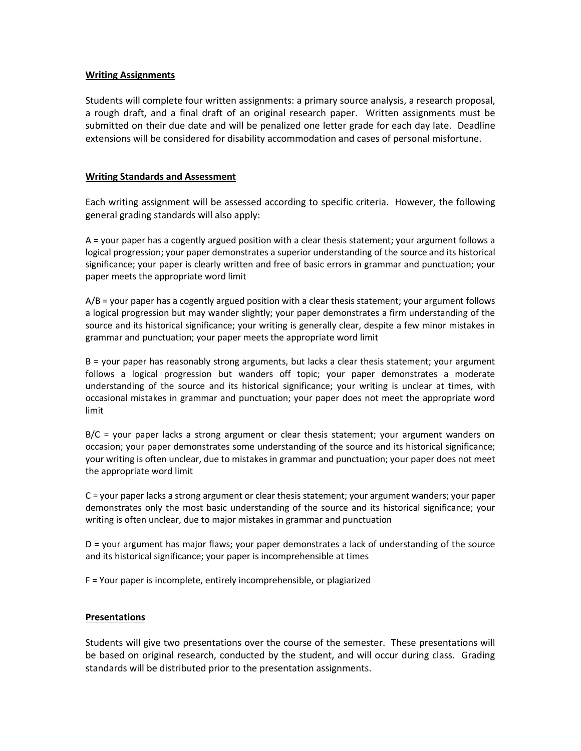## Writing Assignments

Students will complete four written assignments: a primary source analysis, a research proposal, a rough draft, and a final draft of an original research paper. Written assignments must be submitted on their due date and will be penalized one letter grade for each day late. Deadline extensions will be considered for disability accommodation and cases of personal misfortune.

## Writing Standards and Assessment

Each writing assignment will be assessed according to specific criteria. However, the following general grading standards will also apply:

A = your paper has a cogently argued position with a clear thesis statement; your argument follows a logical progression; your paper demonstrates a superior understanding of the source and its historical significance; your paper is clearly written and free of basic errors in grammar and punctuation; your paper meets the appropriate word limit

A/B = your paper has a cogently argued position with a clear thesis statement; your argument follows a logical progression but may wander slightly; your paper demonstrates a firm understanding of the source and its historical significance; your writing is generally clear, despite a few minor mistakes in grammar and punctuation; your paper meets the appropriate word limit

B = your paper has reasonably strong arguments, but lacks a clear thesis statement; your argument follows a logical progression but wanders off topic; your paper demonstrates a moderate understanding of the source and its historical significance; your writing is unclear at times, with occasional mistakes in grammar and punctuation; your paper does not meet the appropriate word limit

B/C = your paper lacks a strong argument or clear thesis statement; your argument wanders on occasion; your paper demonstrates some understanding of the source and its historical significance; your writing is often unclear, due to mistakes in grammar and punctuation; your paper does not meet the appropriate word limit

C = your paper lacks a strong argument or clear thesis statement; your argument wanders; your paper demonstrates only the most basic understanding of the source and its historical significance; your writing is often unclear, due to major mistakes in grammar and punctuation

D = your argument has major flaws; your paper demonstrates a lack of understanding of the source and its historical significance; your paper is incomprehensible at times

F = Your paper is incomplete, entirely incomprehensible, or plagiarized

## Presentations

Students will give two presentations over the course of the semester. These presentations will be based on original research, conducted by the student, and will occur during class. Grading standards will be distributed prior to the presentation assignments.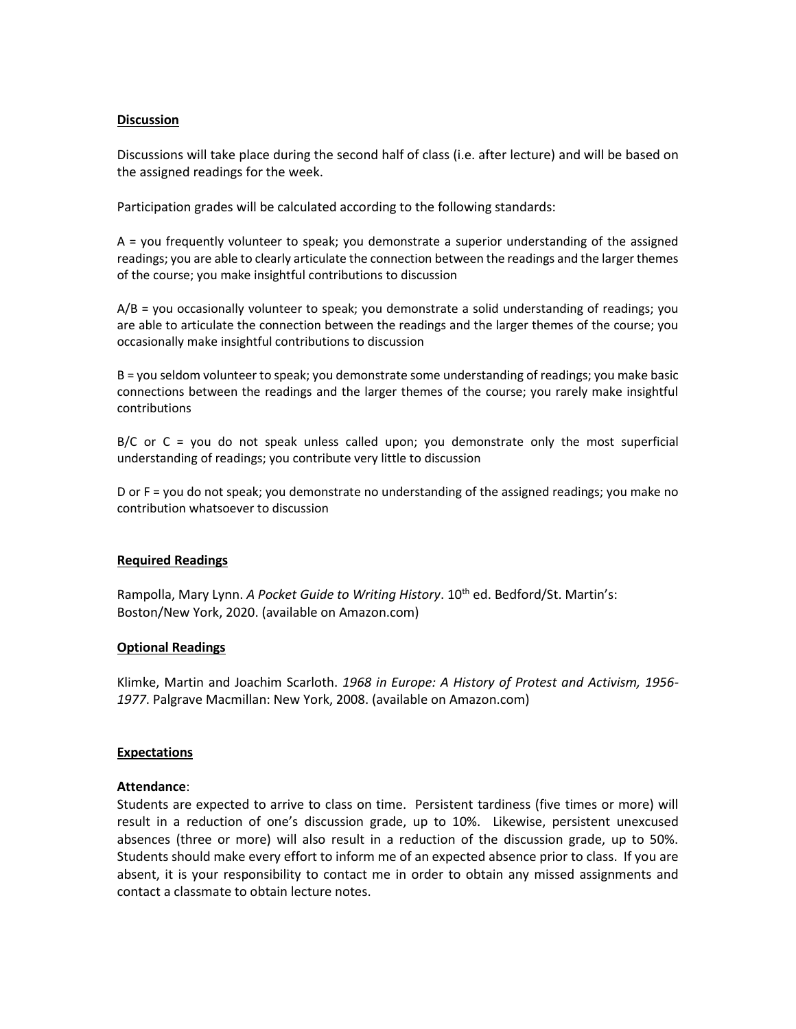**Discussion**

Discussions will take place during the second half of class (i.e. after lecture) and will be based on the assigned readings for the week.

Participation grades will be calculated according to the following standards:

A = you frequently volunteer to speak; you demonstrate a superior understanding of the assigned readings; you are able to clearly articulate the connection between the readings and the larger themes of the course; you make insightful contributions to discussion

A/B = you occasionally volunteer to speak; you demonstrate a solid understanding of readings; you are able to articulate the connection between the readings and the larger themes of the course; you occasionally make insightful contributions to discussion

B = you seldom volunteer to speak; you demonstrate some understanding of readings; you make basic connections between the readings and the larger themes of the course; you rarely make insightful contributions

B/C or C = you do not speak unless called upon; you demonstrate only the most superficial understanding of readings; you contribute very little to discussion

D or F = you do not speak; you demonstrate no understanding of the assigned readings; you make no contribution whatsoever to discussion

**Required Readings**

Rampolla, Mary Lynn. *A Pocket Guide to Writing History*. 10th ed. Bedford/St. Martin's: Boston/New York, 2020. (available on Amazon.com)

**Optional Readings**

Klimke, Martin and Joachim Scarloth. *1968 in Europe: A History of Protest and Activism, 1956-1977*. Palgrave Macmillan: New York, 2008. (available on Amazon.com)

**Expectations**

**Attendance**:
Students are expected to arrive to class on time. Persistent tardiness (five times or more) will result in a reduction of one's discussion grade, up to 10%. Likewise, persistent unexcused absences (three or more) will also result in a reduction of the discussion grade, up to 50%. Students should make every effort to inform me of an expected absence prior to class. If you are absent, it is your responsibility to contact me in order to obtain any missed assignments and contact a classmate to obtain lecture notes.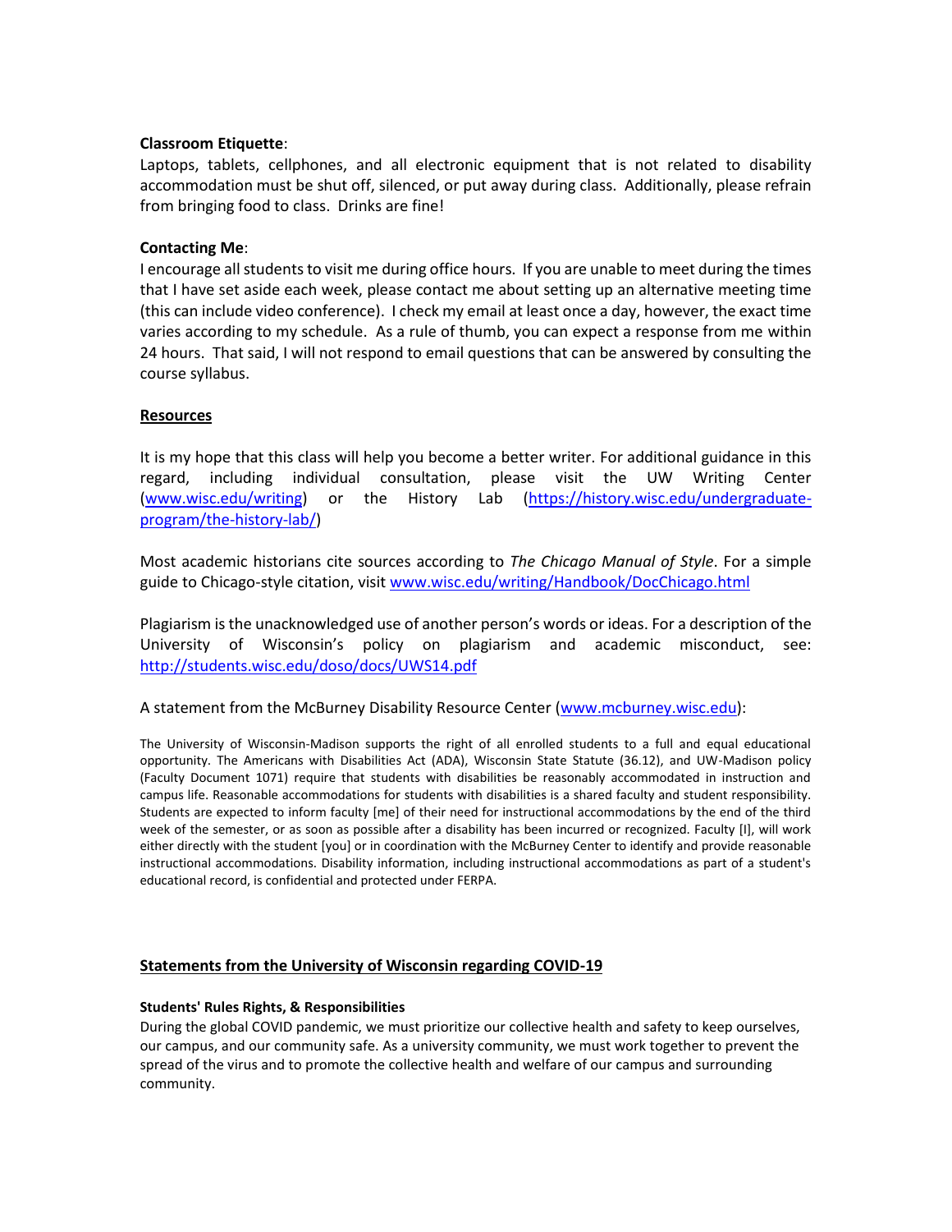**Classroom Etiquette**:
Laptops, tablets, cellphones, and all electronic equipment that is not related to disability accommodation must be shut off, silenced, or put away during class. Additionally, please refrain from bringing food to class. Drinks are fine!

**Contacting Me**:
I encourage all students to visit me during office hours. If you are unable to meet during the times that I have set aside each week, please contact me about setting up an alternative meeting time (this can include video conference). I check my email at least once a day, however, the exact time varies according to my schedule. As a rule of thumb, you can expect a response from me within 24 hours. That said, I will not respond to email questions that can be answered by consulting the course syllabus.

## Resources

It is my hope that this class will help you become a better writer. For additional guidance in this regard, including individual consultation, please visit the UW Writing Center (www.wisc.edu/writing) or the History Lab (https://history.wisc.edu/undergraduate-program/the-history-lab/)

Most academic historians cite sources according to *The Chicago Manual of Style*. For a simple guide to Chicago-style citation, visit www.wisc.edu/writing/Handbook/DocChicago.html

Plagiarism is the unacknowledged use of another person's words or ideas. For a description of the University of Wisconsin's policy on plagiarism and academic misconduct, see: http://students.wisc.edu/doso/docs/UWS14.pdf

A statement from the McBurney Disability Resource Center (www.mcburney.wisc.edu):

The University of Wisconsin-Madison supports the right of all enrolled students to a full and equal educational opportunity. The Americans with Disabilities Act (ADA), Wisconsin State Statute (36.12), and UW-Madison policy (Faculty Document 1071) require that students with disabilities be reasonably accommodated in instruction and campus life. Reasonable accommodations for students with disabilities is a shared faculty and student responsibility. Students are expected to inform faculty [me] of their need for instructional accommodations by the end of the third week of the semester, or as soon as possible after a disability has been incurred or recognized. Faculty [I], will work either directly with the student [you] or in coordination with the McBurney Center to identify and provide reasonable instructional accommodations. Disability information, including instructional accommodations as part of a student's educational record, is confidential and protected under FERPA.

## Statements from the University of Wisconsin regarding COVID-19

**Students' Rules Rights, & Responsibilities**
During the global COVID pandemic, we must prioritize our collective health and safety to keep ourselves, our campus, and our community safe. As a university community, we must work together to prevent the spread of the virus and to promote the collective health and welfare of our campus and surrounding community.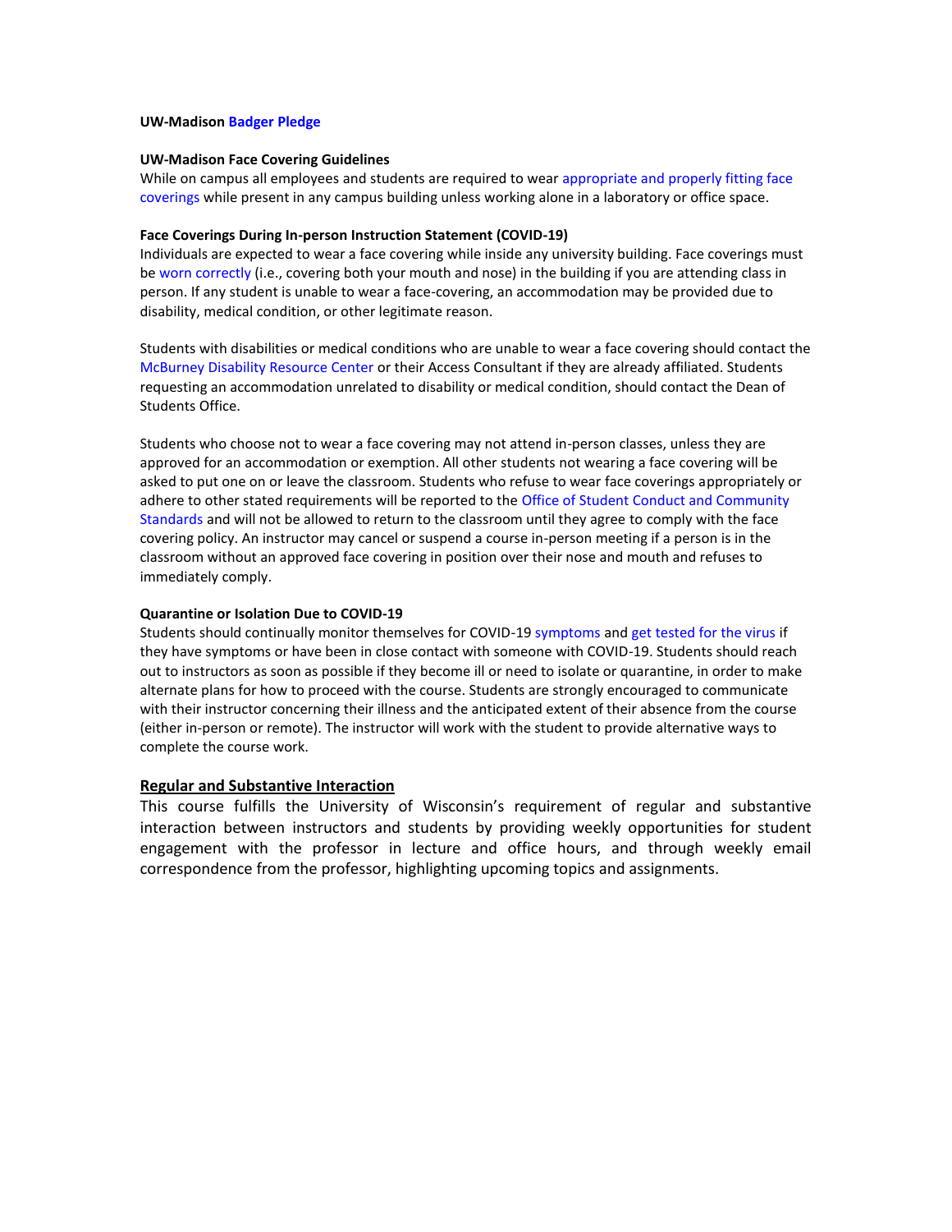**UW-Madison Badger Pledge**

**UW-Madison Face Covering Guidelines**

While on campus all employees and students are required to wear appropriate and properly fitting face coverings while present in any campus building unless working alone in a laboratory or office space.

**Face Coverings During In-person Instruction Statement (COVID-19)**

Individuals are expected to wear a face covering while inside any university building. Face coverings must be worn correctly (i.e., covering both your mouth and nose) in the building if you are attending class in person. If any student is unable to wear a face-covering, an accommodation may be provided due to disability, medical condition, or other legitimate reason.

Students with disabilities or medical conditions who are unable to wear a face covering should contact the McBurney Disability Resource Center or their Access Consultant if they are already affiliated. Students requesting an accommodation unrelated to disability or medical condition, should contact the Dean of Students Office.

Students who choose not to wear a face covering may not attend in-person classes, unless they are approved for an accommodation or exemption. All other students not wearing a face covering will be asked to put one on or leave the classroom. Students who refuse to wear face coverings appropriately or adhere to other stated requirements will be reported to the Office of Student Conduct and Community Standards and will not be allowed to return to the classroom until they agree to comply with the face covering policy. An instructor may cancel or suspend a course in-person meeting if a person is in the classroom without an approved face covering in position over their nose and mouth and refuses to immediately comply.

**Quarantine or Isolation Due to COVID-19**

Students should continually monitor themselves for COVID-19 symptoms and get tested for the virus if they have symptoms or have been in close contact with someone with COVID-19. Students should reach out to instructors as soon as possible if they become ill or need to isolate or quarantine, in order to make alternate plans for how to proceed with the course. Students are strongly encouraged to communicate with their instructor concerning their illness and the anticipated extent of their absence from the course (either in-person or remote). The instructor will work with the student to provide alternative ways to complete the course work.

**Regular and Substantive Interaction**

This course fulfills the University of Wisconsin's requirement of regular and substantive interaction between instructors and students by providing weekly opportunities for student engagement with the professor in lecture and office hours, and through weekly email correspondence from the professor, highlighting upcoming topics and assignments.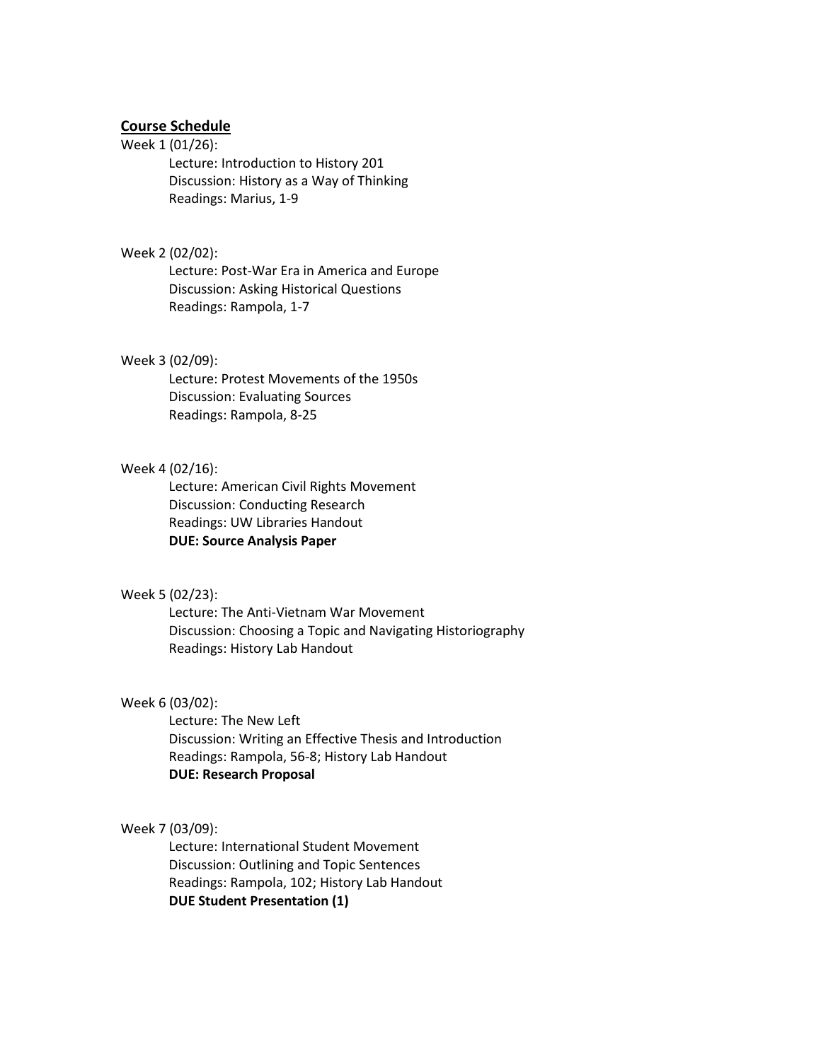## Course Schedule

Week 1 (01/26):

Lecture: Introduction to History 201
Discussion: History as a Way of Thinking
Readings: Marius, 1-9

Week 2 (02/02):

Lecture: Post-War Era in America and Europe
Discussion: Asking Historical Questions
Readings: Rampola, 1-7

Week 3 (02/09):

Lecture: Protest Movements of the 1950s
Discussion: Evaluating Sources
Readings: Rampola, 8-25

Week 4 (02/16):

Lecture: American Civil Rights Movement
Discussion: Conducting Research
Readings: UW Libraries Handout
**DUE: Source Analysis Paper**

Week 5 (02/23):

Lecture: The Anti-Vietnam War Movement
Discussion: Choosing a Topic and Navigating Historiography
Readings: History Lab Handout

Week 6 (03/02):

Lecture: The New Left
Discussion: Writing an Effective Thesis and Introduction
Readings: Rampola, 56-8; History Lab Handout
**DUE: Research Proposal**

Week 7 (03/09):

Lecture: International Student Movement
Discussion: Outlining and Topic Sentences
Readings: Rampola, 102; History Lab Handout
**DUE Student Presentation (1)**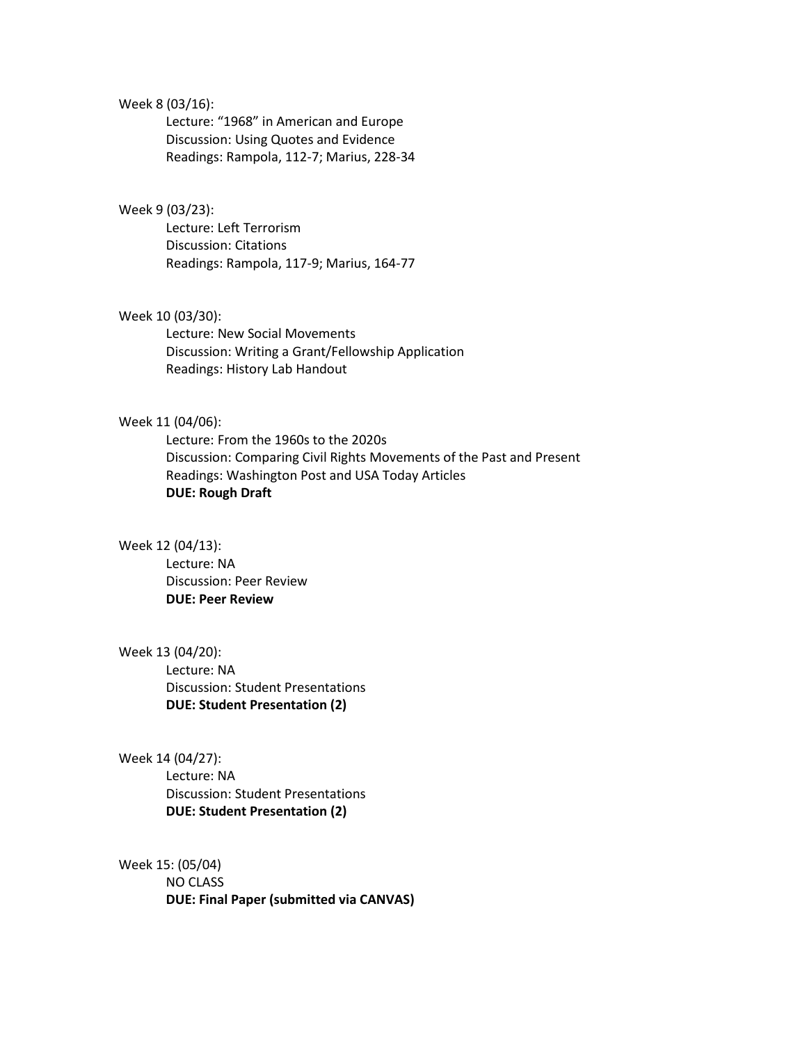Week 8 (03/16):

Lecture: "1968" in American and Europe
Discussion: Using Quotes and Evidence
Readings: Rampola, 112-7; Marius, 228-34

Week 9 (03/23):

Lecture: Left Terrorism
Discussion: Citations
Readings: Rampola, 117-9; Marius, 164-77

Week 10 (03/30):

Lecture: New Social Movements
Discussion: Writing a Grant/Fellowship Application
Readings: History Lab Handout

Week 11 (04/06):

Lecture: From the 1960s to the 2020s
Discussion: Comparing Civil Rights Movements of the Past and Present
Readings: Washington Post and USA Today Articles
**DUE: Rough Draft**

Week 12 (04/13):

Lecture: NA
Discussion: Peer Review
**DUE: Peer Review**

Week 13 (04/20):

Lecture: NA
Discussion: Student Presentations
**DUE: Student Presentation (2)**

Week 14 (04/27):

Lecture: NA
Discussion: Student Presentations
**DUE: Student Presentation (2)**

Week 15: (05/04)

NO CLASS
**DUE: Final Paper (submitted via CANVAS)**